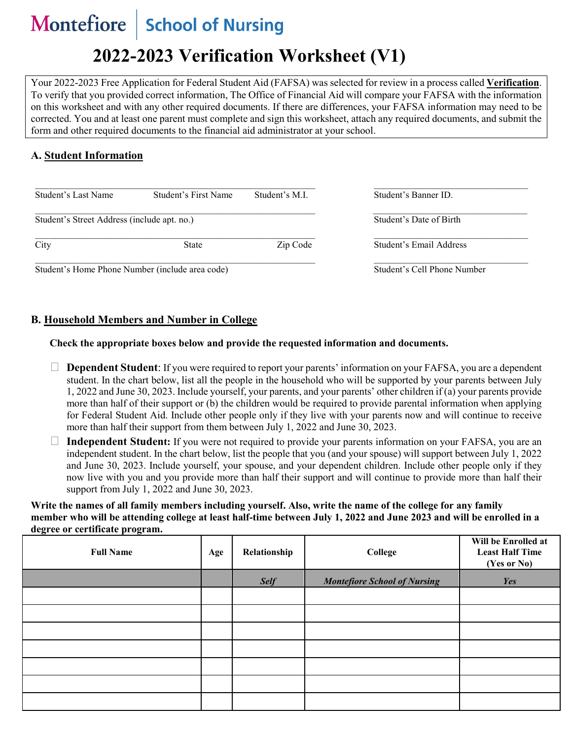Montefiore | School of Nursing

# 2022-2023 Verification Worksheet (V1)

Your 2022-2023 Free Application for Federal Student Aid (FAFSA) was selected for review in a process called **Verification**. To verify that you provided correct information, The Office of Financial Aid will compare your FAFSA with the information on this worksheet and with any other required documents. If there are differences, your FAFSA information may need to be corrected. You and at least one parent must complete and sign this worksheet, attach any required documents, and submit the form and other required documents to the financial aid administrator at your school.

## A. Student Information

| | |
|---|---|
| Student's Last Name &nbsp;&nbsp; Student's First Name &nbsp;&nbsp; Student's M.I. | Student's Banner ID. |
| Student's Street Address (include apt. no.) | Student's Date of Birth |
| City &nbsp;&nbsp; State &nbsp;&nbsp; Zip Code | Student's Email Address |
| Student's Home Phone Number (include area code) | Student's Cell Phone Number |

## B. Household Members and Number in College

**Check the appropriate boxes below and provide the requested information and documents.**

☐ **Dependent Student**: If you were required to report your parents' information on your FAFSA, you are a dependent student. In the chart below, list all the people in the household who will be supported by your parents between July 1, 2022 and June 30, 2023. Include yourself, your parents, and your parents' other children if (a) your parents provide more than half of their support or (b) the children would be required to provide parental information when applying for Federal Student Aid. Include other people only if they live with your parents now and will continue to receive more than half their support from them between July 1, 2022 and June 30, 2023.

☐ **Independent Student:** If you were not required to provide your parents information on your FAFSA, you are an independent student. In the chart below, list the people that you (and your spouse) will support between July 1, 2022 and June 30, 2023. Include yourself, your spouse, and your dependent children. Include other people only if they now live with you and you provide more than half their support and will continue to provide more than half their support from July 1, 2022 and June 30, 2023.

**Write the names of all family members including yourself. Also, write the name of the college for any family member who will be attending college at least half-time between July 1, 2022 and June 2023 and will be enrolled in a degree or certificate program.**

| Full Name | Age | Relationship | College | Will be Enrolled at Least Half Time (Yes or No) |
|---|---|---|---|---|
| | | *Self* | *Montefiore School of Nursing* | *Yes* |
| | | | | |
| | | | | |
| | | | | |
| | | | | |
| | | | | |
| | | | | |
| | | | | |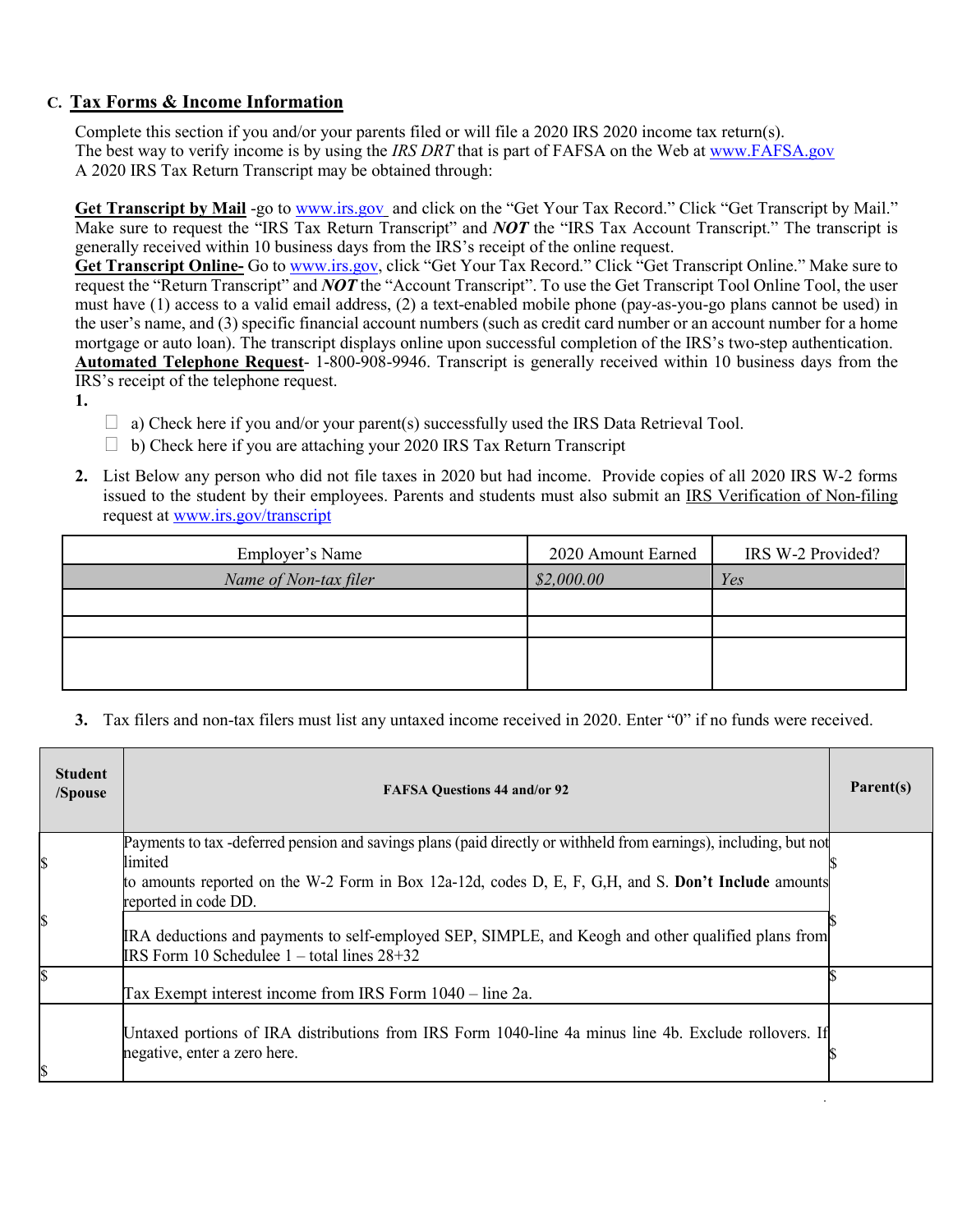## C. Tax Forms & Income Information

Complete this section if you and/or your parents filed or will file a 2020 IRS 2020 income tax return(s).
The best way to verify income is by using the *IRS DRT* that is part of FAFSA on the Web at www.FAFSA.gov
A 2020 IRS Tax Return Transcript may be obtained through:

**Get Transcript by Mail** -go to www.irs.gov and click on the "Get Your Tax Record." Click "Get Transcript by Mail." Make sure to request the "IRS Tax Return Transcript" and ***NOT*** the "IRS Tax Account Transcript." The transcript is generally received within 10 business days from the IRS's receipt of the online request.
**Get Transcript Online-** Go to www.irs.gov, click "Get Your Tax Record." Click "Get Transcript Online." Make sure to request the "Return Transcript" and ***NOT*** the "Account Transcript". To use the Get Transcript Tool Online Tool, the user must have (1) access to a valid email address, (2) a text-enabled mobile phone (pay-as-you-go plans cannot be used) in the user's name, and (3) specific financial account numbers (such as credit card number or an account number for a home mortgage or auto loan). The transcript displays online upon successful completion of the IRS's two-step authentication.
**Automated Telephone Request**- 1-800-908-9946. Transcript is generally received within 10 business days from the IRS's receipt of the telephone request.

**1.**

- ☐ a) Check here if you and/or your parent(s) successfully used the IRS Data Retrieval Tool.
- ☐ b) Check here if you are attaching your 2020 IRS Tax Return Transcript

**2.** List Below any person who did not file taxes in 2020 but had income. Provide copies of all 2020 IRS W-2 forms issued to the student by their employees. Parents and students must also submit an IRS Verification of Non-filing request at www.irs.gov/transcript

| Employer's Name | 2020 Amount Earned | IRS W-2 Provided? |
|---|---|---|
| *Name of Non-tax filer* | *$2,000.00* | *Yes* |
| | | |
| | | |
| | | |

**3.** Tax filers and non-tax filers must list any untaxed income received in 2020. Enter "0" if no funds were received.

| Student /Spouse | FAFSA Questions 44 and/or 92 | Parent(s) |
|---|---|---|
| $ | Payments to tax -deferred pension and savings plans (paid directly or withheld from earnings), including, but not limited to amounts reported on the W-2 Form in Box 12a-12d, codes D, E, F, G,H, and S. **Don't Include** amounts reported in code DD. | $ |
| $ | IRA deductions and payments to self-employed SEP, SIMPLE, and Keogh and other qualified plans from IRS Form 10 Schedulee 1 – total lines 28+32 | $ |
| $ | Tax Exempt interest income from IRS Form 1040 – line 2a. | $ |
| $ | Untaxed portions of IRA distributions from IRS Form 1040-line 4a minus line 4b. Exclude rollovers. If negative, enter a zero here. | $ |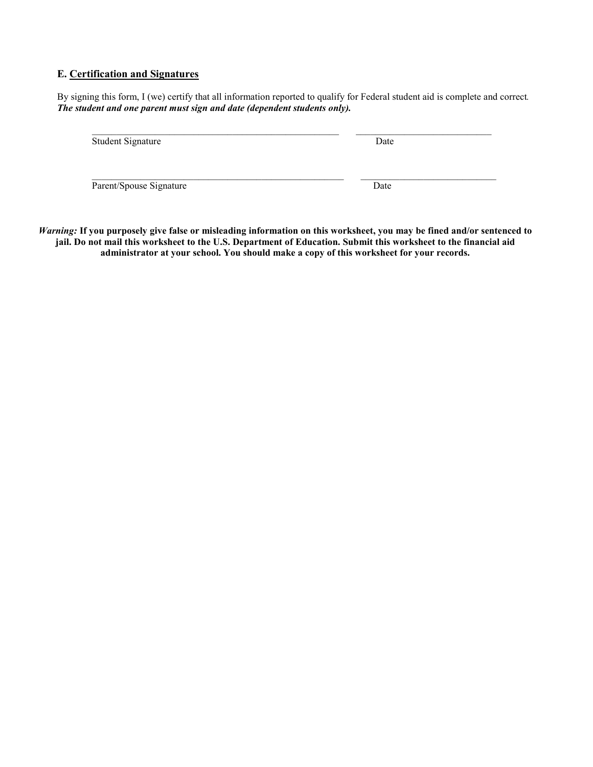## E. Certification and Signatures

By signing this form, I (we) certify that all information reported to qualify for Federal student aid is complete and correct. ***The student and one parent must sign and date (dependent students only).***

______________________________________________________ ______________________________
Student Signature Date

______________________________________________________ ______________________________
Parent/Spouse Signature Date

***Warning:*** **If you purposely give false or misleading information on this worksheet, you may be fined and/or sentenced to jail. Do not mail this worksheet to the U.S. Department of Education. Submit this worksheet to the financial aid administrator at your school. You should make a copy of this worksheet for your records.**